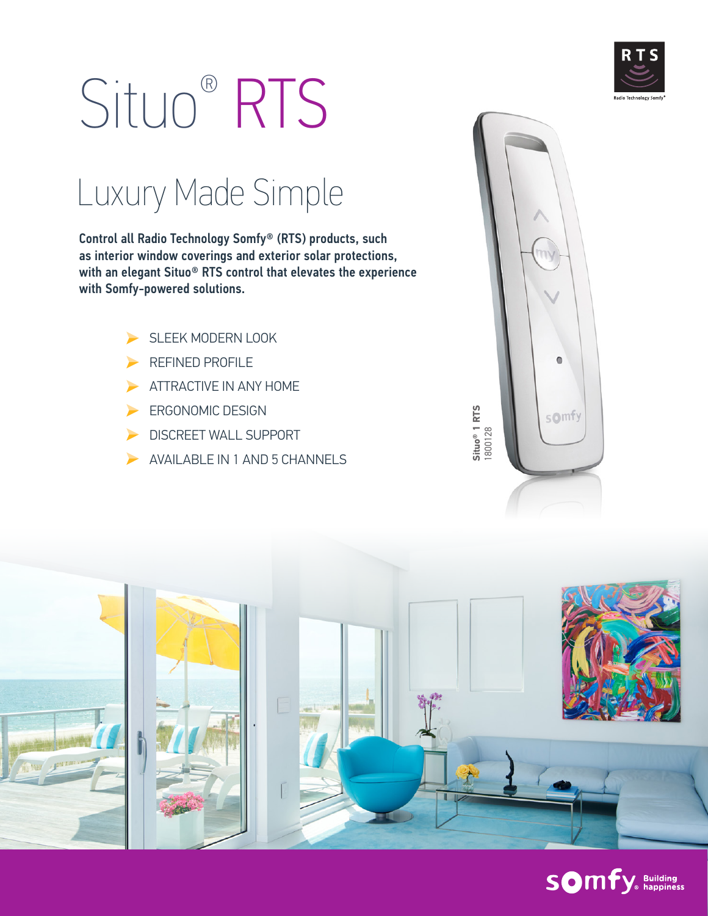# Situo® RTS

## Luxury Made Simple

**Control all Radio Technology Somfy® (RTS) products, such as interior window coverings and exterior solar protections, with an elegant Situo® RTS control that elevates the experience with Somfy-powered solutions.**

- SLEEK MODERN LOOK
- REFINED PROFILE
- ATTRACTIVE IN ANY HOME
- ERGONOMIC DESIGN
- DISCREET WALL SUPPORT
- AVAILABLE IN 1 AND 5 CHANNELS

**Situo® 1 RTS**
1800128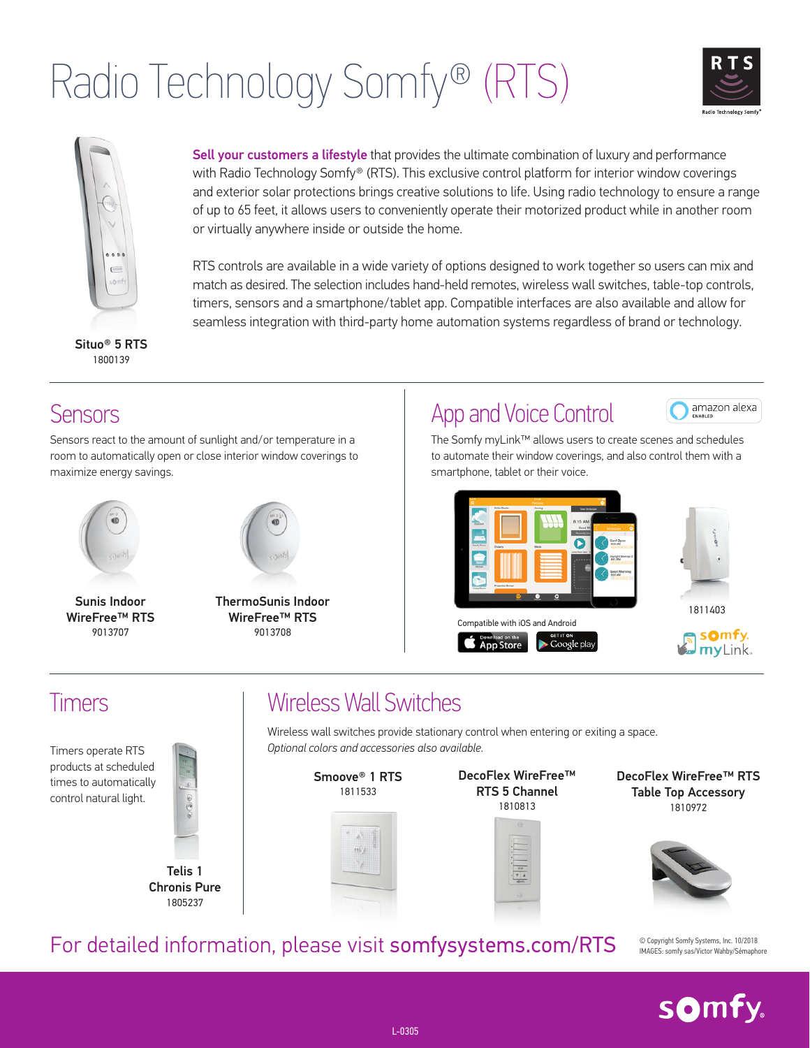# Radio Technology Somfy® (RTS)

RTS
Radio Technology Somfy®

**Sell your customers a lifestyle** that provides the ultimate combination of luxury and performance with Radio Technology Somfy® (RTS). This exclusive control platform for interior window coverings and exterior solar protections brings creative solutions to life. Using radio technology to ensure a range of up to 65 feet, it allows users to conveniently operate their motorized product while in another room or virtually anywhere inside or outside the home.

RTS controls are available in a wide variety of options designed to work together so users can mix and match as desired. The selection includes hand-held remotes, wireless wall switches, table-top controls, timers, sensors and a smartphone/tablet app. Compatible interfaces are also available and allow for seamless integration with third-party home automation systems regardless of brand or technology.

**Situo® 5 RTS**
1800139

## Sensors

Sensors react to the amount of sunlight and/or temperature in a room to automatically open or close interior window coverings to maximize energy savings.

**Sunis Indoor WireFree™ RTS**
9013707

**ThermoSunis Indoor WireFree™ RTS**
9013708

## App and Voice Control

amazon alexa ENABLED

The Somfy myLink™ allows users to create scenes and schedules to automate their window coverings, and also control them with a smartphone, tablet or their voice.

Compatible with iOS and Android

Download on the App Store

GET IT ON Google play

1811403

somfy myLink

## Timers

Timers operate RTS products at scheduled times to automatically control natural light.

**Telis 1 Chronis Pure**
1805237

## Wireless Wall Switches

Wireless wall switches provide stationary control when entering or exiting a space.
*Optional colors and accessories also available.*

**Smoove® 1 RTS**
1811533

**DecoFlex WireFree™ RTS 5 Channel**
1810813

**DecoFlex WireFree™ RTS Table Top Accessory**
1810972

For detailed information, please visit somfysystems.com/RTS

© Copyright Somfy Systems, Inc. 10/2018
IMAGES: somfy sas/Victor Wahby/Sémaphore

somfy

L-0305